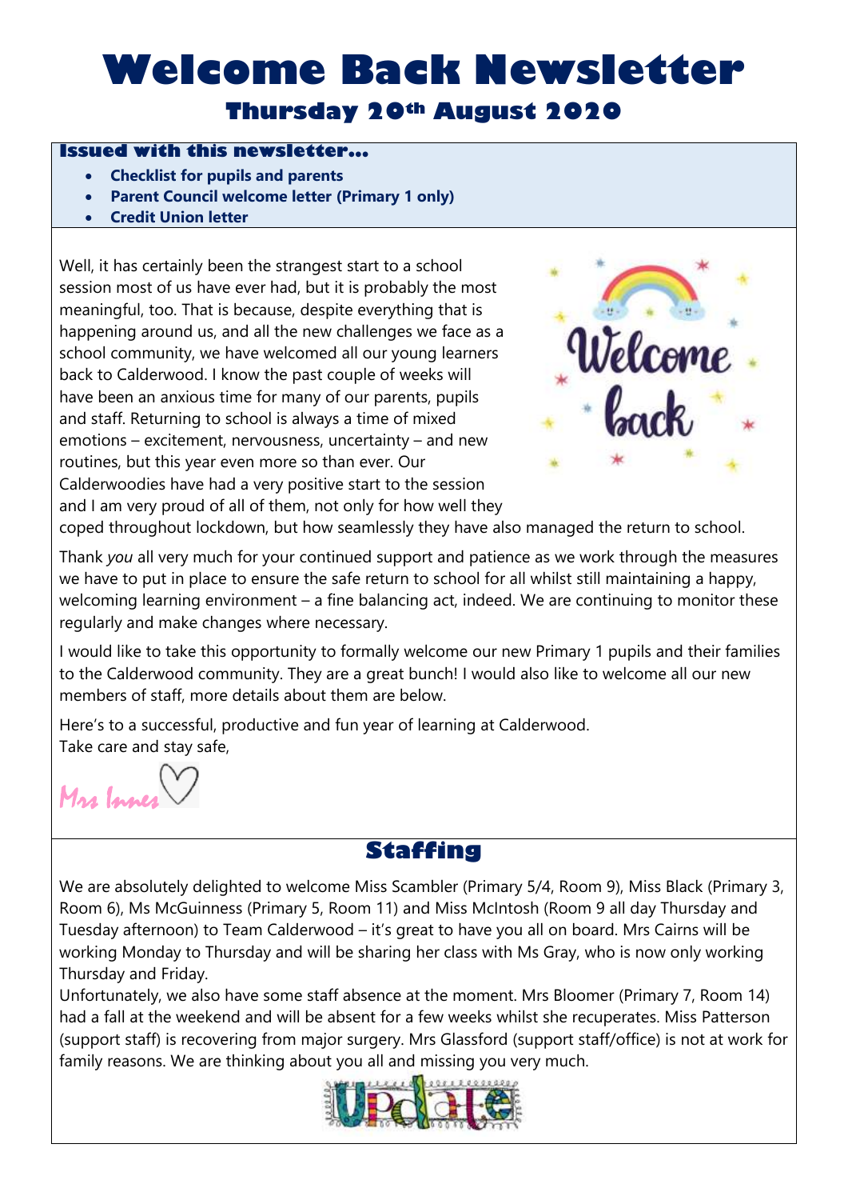# Welcome Back Newsletter

## Thursday 20th August 2020

**Issued with this newsletter…**

- **Checklist for pupils and parents**
- **Parent Council welcome letter (Primary 1 only)**
- **Credit Union letter**

Well, it has certainly been the strangest start to a school session most of us have ever had, but it is probably the most meaningful, too. That is because, despite everything that is happening around us, and all the new challenges we face as a school community, we have welcomed all our young learners back to Calderwood. I know the past couple of weeks will have been an anxious time for many of our parents, pupils and staff. Returning to school is always a time of mixed emotions – excitement, nervousness, uncertainty – and new routines, but this year even more so than ever. Our Calderwoodies have had a very positive start to the session and I am very proud of all of them, not only for how well they coped throughout lockdown, but how seamlessly they have also managed the return to school.

Thank *you* all very much for your continued support and patience as we work through the measures we have to put in place to ensure the safe return to school for all whilst still maintaining a happy, welcoming learning environment – a fine balancing act, indeed. We are continuing to monitor these regularly and make changes where necessary.

I would like to take this opportunity to formally welcome our new Primary 1 pupils and their families to the Calderwood community. They are a great bunch! I would also like to welcome all our new members of staff, more details about them are below.

Here's to a successful, productive and fun year of learning at Calderwood.
Take care and stay safe,

Mrs Innes

## Staffing

We are absolutely delighted to welcome Miss Scambler (Primary 5/4, Room 9), Miss Black (Primary 3, Room 6), Ms McGuinness (Primary 5, Room 11) and Miss McIntosh (Room 9 all day Thursday and Tuesday afternoon) to Team Calderwood – it's great to have you all on board. Mrs Cairns will be working Monday to Thursday and will be sharing her class with Ms Gray, who is now only working Thursday and Friday.

Unfortunately, we also have some staff absence at the moment. Mrs Bloomer (Primary 7, Room 14) had a fall at the weekend and will be absent for a few weeks whilst she recuperates. Miss Patterson (support staff) is recovering from major surgery. Mrs Glassford (support staff/office) is not at work for family reasons. We are thinking about you all and missing you very much.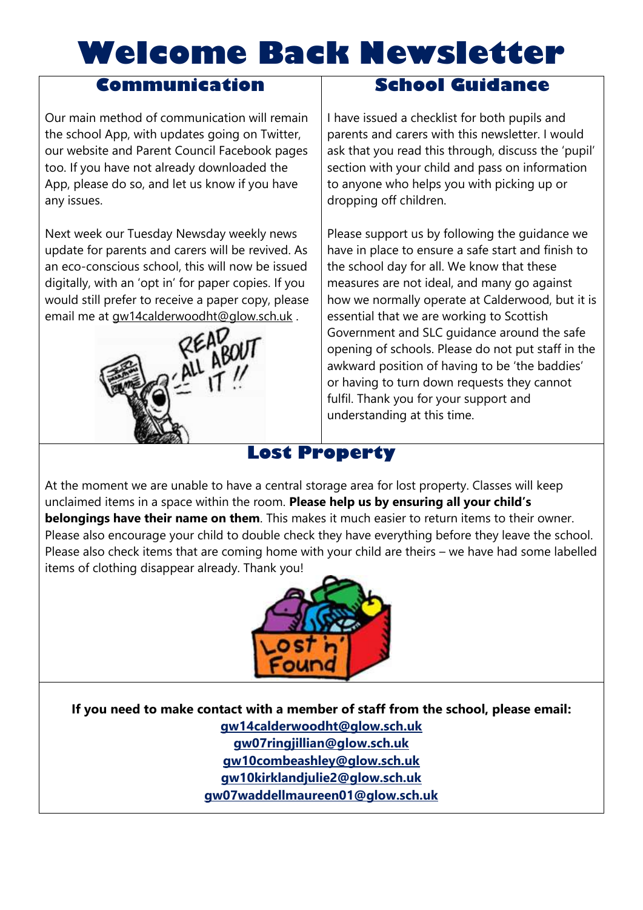# Welcome Back Newsletter

## Communication

Our main method of communication will remain the school App, with updates going on Twitter, our website and Parent Council Facebook pages too. If you have not already downloaded the App, please do so, and let us know if you have any issues.

Next week our Tuesday Newsday weekly news update for parents and carers will be revived. As an eco-conscious school, this will now be issued digitally, with an 'opt in' for paper copies. If you would still prefer to receive a paper copy, please email me at gw14calderwoodht@glow.sch.uk .

## School Guidance

I have issued a checklist for both pupils and parents and carers with this newsletter. I would ask that you read this through, discuss the 'pupil' section with your child and pass on information to anyone who helps you with picking up or dropping off children.

Please support us by following the guidance we have in place to ensure a safe start and finish to the school day for all. We know that these measures are not ideal, and many go against how we normally operate at Calderwood, but it is essential that we are working to Scottish Government and SLC guidance around the safe opening of schools. Please do not put staff in the awkward position of having to be 'the baddies' or having to turn down requests they cannot fulfil. Thank you for your support and understanding at this time.

## Lost Property

At the moment we are unable to have a central storage area for lost property. Classes will keep unclaimed items in a space within the room. **Please help us by ensuring all your child's belongings have their name on them**. This makes it much easier to return items to their owner. Please also encourage your child to double check they have everything before they leave the school. Please also check items that are coming home with your child are theirs – we have had some labelled items of clothing disappear already. Thank you!

**If you need to make contact with a member of staff from the school, please email:**

**gw14calderwoodht@glow.sch.uk**
**gw07ringjillian@glow.sch.uk**
**gw10combeashley@glow.sch.uk**
**gw10kirklandjulie2@glow.sch.uk**
**gw07waddellmaureen01@glow.sch.uk**